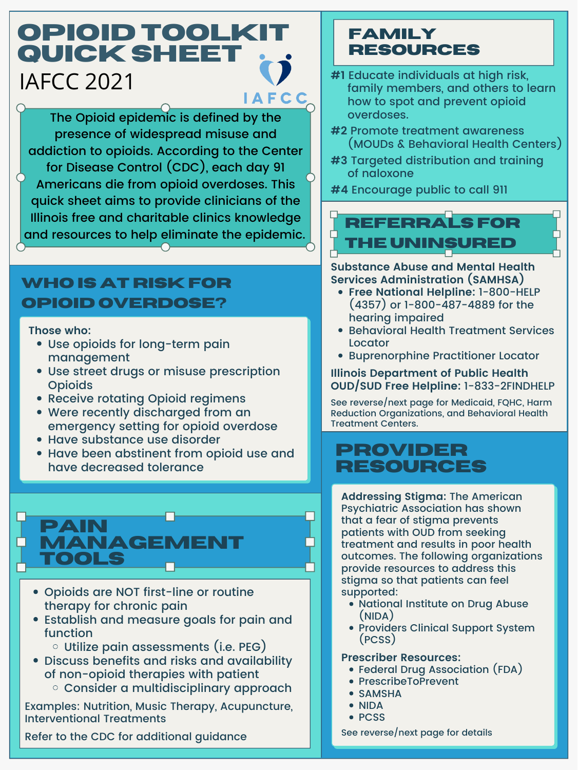# OPIOID TOOLKIT QUICK SHEET

IAFCC 2021

IAFCC

The Opioid epidemic is defined by the presence of widespread misuse and addiction to opioids. According to the Center for Disease Control (CDC), each day 91 Americans die from opioid overdoses. This quick sheet aims to provide clinicians of the Illinois free and charitable clinics knowledge and resources to help eliminate the epidemic.

## WHO IS AT RISK FOR OPIOID OVERDOSE?

Those who:

- Use opioids for long-term pain management
- Use street drugs or misuse prescription Opioids
- Receive rotating Opioid regimens
- Were recently discharged from an emergency setting for opioid overdose
- Have substance use disorder
- Have been abstinent from opioid use and have decreased tolerance

## PAIN MANAGEMENT TOOLS

- Opioids are NOT first-line or routine therapy for chronic pain
- Establish and measure goals for pain and function
  - Utilize pain assessments (i.e. PEG)
- Discuss benefits and risks and availability of non-opioid therapies with patient
  - Consider a multidisciplinary approach

Examples: Nutrition, Music Therapy, Acupuncture, Interventional Treatments

Refer to the CDC for additional guidance

## FAMILY RESOURCES

**#1** Educate individuals at high risk, family members, and others to learn how to spot and prevent opioid overdoses.

**#2** Promote treatment awareness (MOUDs & Behavioral Health Centers)

**#3** Targeted distribution and training of naloxone

**#4** Encourage public to call 911

## REFERRALS FOR THE UNINSURED

**Substance Abuse and Mental Health Services Administration (SAMHSA)**

- **Free National Helpline:** 1-800-HELP (4357) or 1-800-487-4889 for the hearing impaired
- Behavioral Health Treatment Services Locator
- Buprenorphine Practitioner Locator

**Illinois Department of Public Health OUD/SUD Free Helpline:** 1-833-2FINDHELP

See reverse/next page for Medicaid, FQHC, Harm Reduction Organizations, and Behavioral Health Treatment Centers.

## PROVIDER RESOURCES

**Addressing Stigma:** The American Psychiatric Association has shown that a fear of stigma prevents patients with OUD from seeking treatment and results in poor health outcomes. The following organizations provide resources to address this stigma so that patients can feel supported:

- National Institute on Drug Abuse (NIDA)
- Providers Clinical Support System (PCSS)

**Prescriber Resources:**

- Federal Drug Association (FDA)
- PrescribeToPrevent
- SAMSHA
- NIDA
- PCSS

See reverse/next page for details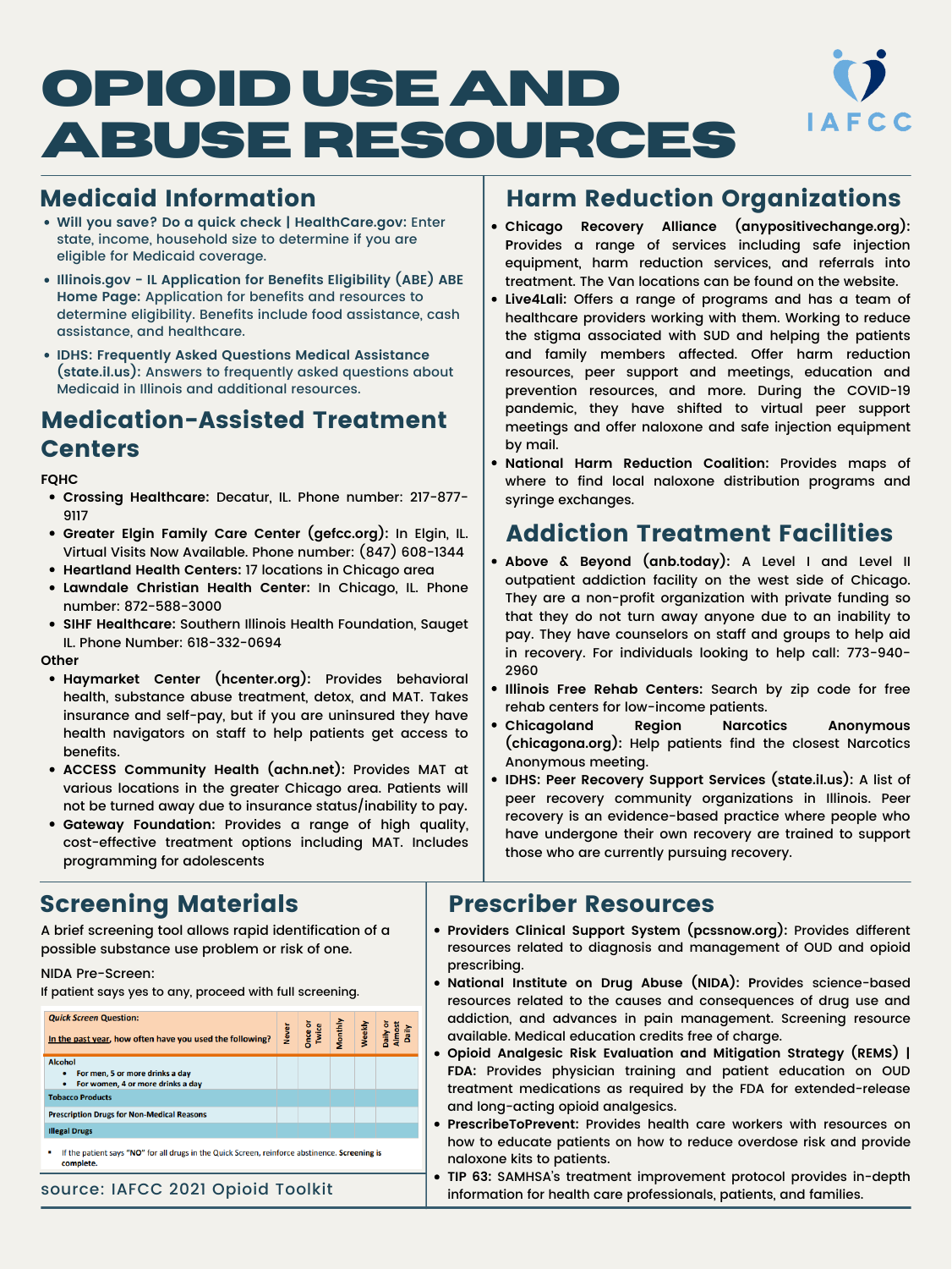# OPIOID USE AND ABUSE RESOURCES

IAFCC

## Medicaid Information

- **Will you save? Do a quick check | HealthCare.gov:** Enter state, income, household size to determine if you are eligible for Medicaid coverage.
- **Illinois.gov - IL Application for Benefits Eligibility (ABE) ABE Home Page:** Application for benefits and resources to determine eligibility. Benefits include food assistance, cash assistance, and healthcare.
- **IDHS: Frequently Asked Questions Medical Assistance (state.il.us):** Answers to frequently asked questions about Medicaid in Illinois and additional resources.

## Medication-Assisted Treatment Centers

**FQHC**

- **Crossing Healthcare:** Decatur, IL. Phone number: 217-877-9117
- **Greater Elgin Family Care Center (gefcc.org):** In Elgin, IL. Virtual Visits Now Available. Phone number: (847) 608-1344
- **Heartland Health Centers:** 17 locations in Chicago area
- **Lawndale Christian Health Center:** In Chicago, IL. Phone number: 872-588-3000
- **SIHF Healthcare:** Southern Illinois Health Foundation, Sauget IL. Phone Number: 618-332-0694

**Other**

- **Haymarket Center (hcenter.org):** Provides behavioral health, substance abuse treatment, detox, and MAT. Takes insurance and self-pay, but if you are uninsured they have health navigators on staff to help patients get access to benefits.
- **ACCESS Community Health (achn.net):** Provides MAT at various locations in the greater Chicago area. Patients will not be turned away due to insurance status/inability to pay.
- **Gateway Foundation:** Provides a range of high quality, cost-effective treatment options including MAT. Includes programming for adolescents

## Harm Reduction Organizations

- **Chicago Recovery Alliance (anypositivechange.org):** Provides a range of services including safe injection equipment, harm reduction services, and referrals into treatment. The Van locations can be found on the website.
- **Live4Lali:** Offers a range of programs and has a team of healthcare providers working with them. Working to reduce the stigma associated with SUD and helping the patients and family members affected. Offer harm reduction resources, peer support and meetings, education and prevention resources, and more. During the COVID-19 pandemic, they have shifted to virtual peer support meetings and offer naloxone and safe injection equipment by mail.
- **National Harm Reduction Coalition:** Provides maps of where to find local naloxone distribution programs and syringe exchanges.

## Addiction Treatment Facilities

- **Above & Beyond (anb.today):** A Level I and Level II outpatient addiction facility on the west side of Chicago. They are a non-profit organization with private funding so that they do not turn away anyone due to an inability to pay. They have counselors on staff and groups to help aid in recovery. For individuals looking to help call: 773-940-2960
- **Illinois Free Rehab Centers:** Search by zip code for free rehab centers for low-income patients.
- **Chicagoland Region Narcotics Anonymous (chicagona.org):** Help patients find the closest Narcotics Anonymous meeting.
- **IDHS: Peer Recovery Support Services (state.il.us):** A list of peer recovery community organizations in Illinois. Peer recovery is an evidence-based practice where people who have undergone their own recovery are trained to support those who are currently pursuing recovery.

## Screening Materials

A brief screening tool allows rapid identification of a possible substance use problem or risk of one.

NIDA Pre-Screen:
If patient says yes to any, proceed with full screening.

| *Quick Screen Question:* In the past year, how often have you used the following? | Never | Once or Twice | Monthly | Weekly | Daily or Almost Daily |
|---|---|---|---|---|---|
| Alcohol<br>• For men, 5 or more drinks a day<br>• For women, 4 or more drinks a day | | | | | |
| Tobacco Products | | | | | |
| Prescription Drugs for Non-Medical Reasons | | | | | |
| Illegal Drugs | | | | | |

- If the patient says "**NO**" for all drugs in the Quick Screen, reinforce abstinence. **Screening is complete.**

source: IAFCC 2021 Opioid Toolkit

## Prescriber Resources

- **Providers Clinical Support System (pcssnow.org):** Provides different resources related to diagnosis and management of OUD and opioid prescribing.
- **National Institute on Drug Abuse (NIDA):** Provides science-based resources related to the causes and consequences of drug use and addiction, and advances in pain management. Screening resource available. Medical education credits free of charge.
- **Opioid Analgesic Risk Evaluation and Mitigation Strategy (REMS) | FDA:** Provides physician training and patient education on OUD treatment medications as required by the FDA for extended-release and long-acting opioid analgesics.
- **PrescribeToPrevent:** Provides health care workers with resources on how to educate patients on how to reduce overdose risk and provide naloxone kits to patients.
- **TIP 63:** SAMHSA's treatment improvement protocol provides in-depth information for health care professionals, patients, and families.